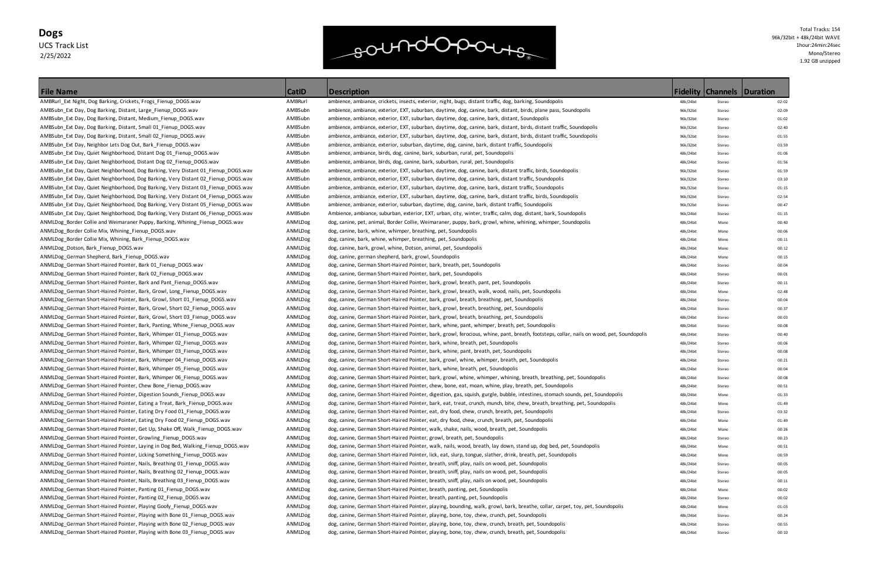# Dogs

UCS Track List
2/25/2022

soundopolis®

Total Tracks: 154
96k/32bit + 48k/24bit WAVE
1hour:24min:24sec
Mono/Stereo
1.92 GB unzipped

| File Name | CatID | Description | Fidelity | Channels | Duration |
|---|---|---|---|---|---|
| AMBRurl_Ext Night, Dog Barking, Crickets, Frogs_Fienup_DOGS.wav | AMBRurl | ambience, ambiance, crickets, insects, exterior, night, bugs, distant traffic, dog, barking, Soundopolis | 48k/24bit | Stereo | 02:02 |
| AMBSubn_Ext Day, Dog Barking, Distant, Large_Fienup_DOGS.wav | AMBSubn | ambience, ambiance, exterior, EXT, suburban, daytime, dog, canine, bark, distant, birds, plane pass, Soundopolis | 96k/32bit | Stereo | 02:09 |
| AMBSubn_Ext Day, Dog Barking, Distant, Medium_Fienup_DOGS.wav | AMBSubn | ambience, ambiance, exterior, EXT, suburban, daytime, dog, canine, bark, distant, Soundopolis | 96k/32bit | Stereo | 01:02 |
| AMBSubn_Ext Day, Dog Barking, Distant, Small 01_Fienup_DOGS.wav | AMBSubn | ambience, ambiance, exterior, EXT, suburban, daytime, dog, canine, bark, distant, birds, distant traffic, Soundopolis | 96k/32bit | Stereo | 02:40 |
| AMBSubn_Ext Day, Dog Barking, Distant, Small 02_Fienup_DOGS.wav | AMBSubn | ambience, ambiance, exterior, EXT, suburban, daytime, dog, canine, bark, distant, birds, distant traffic, Soundopolis | 96k/32bit | Stereo | 01:55 |
| AMBSubn_Ext Day, Neighbor Lets Dog Out, Bark_Fienup_DOGS.wav | AMBSubn | ambience, ambiance, exterior, suburban, daytime, dog, canine, bark, distant traffic, Soundopolis | 96k/32bit | Stereo | 03:59 |
| AMBSubn_Ext Day, Quiet Neighborhood, Distant Dog 01_Fienup_DOGS.wav | AMBSubn | ambience, ambiance, birds, dog, canine, bark, suburban, rural, pet, Soundopolis | 48k/24bit | Stereo | 01:06 |
| AMBSubn_Ext Day, Quiet Neighborhood, Distant Dog 02_Fienup_DOGS.wav | AMBSubn | ambience, ambiance, birds, dog, canine, bark, suburban, rural, pet, Soundopolis | 48k/24bit | Stereo | 01:56 |
| AMBSubn_Ext Day, Quiet Neighborhood, Dog Barking, Very Distant 01_Fienup_DOGS.wav | AMBSubn | ambience, ambiance, exterior, EXT, suburban, daytime, dog, canine, bark, distant traffic, birds, Soundopolis | 96k/32bit | Stereo | 01:59 |
| AMBSubn_Ext Day, Quiet Neighborhood, Dog Barking, Very Distant 02_Fienup_DOGS.wav | AMBSubn | ambience, ambiance, exterior, EXT, suburban, daytime, dog, canine, bark, distant traffic, Soundopolis | 96k/32bit | Stereo | 03:10 |
| AMBSubn_Ext Day, Quiet Neighborhood, Dog Barking, Very Distant 03_Fienup_DOGS.wav | AMBSubn | ambience, ambiance, exterior, EXT, suburban, daytime, dog, canine, bark, distant traffic, Soundopolis | 96k/32bit | Stereo | 01:15 |
| AMBSubn_Ext Day, Quiet Neighborhood, Dog Barking, Very Distant 04_Fienup_DOGS.wav | AMBSubn | ambience, ambiance, exterior, EXT, suburban, daytime, dog, canine, bark, distant traffic, birds, Soundopolis | 96k/32bit | Stereo | 02:54 |
| AMBSubn_Ext Day, Quiet Neighborhood, Dog Barking, Very Distant 05_Fienup_DOGS.wav | AMBSubn | ambience, ambiance, exterior, suburban, daytime, dog, canine, bark, distant traffic, Soundopolis | 96k/32bit | Stereo | 00:47 |
| AMBSubn_Ext Day, Quiet Neighborhood, Dog Barking, Very Distant 06_Fienup_DOGS.wav | AMBSubn | Ambience, ambiance, suburban, exterior, EXT, urban, city, winter, traffic, calm, dog, distant, bark, Soundopolis | 96k/24bit | Stereo | 01:15 |
| ANMLDog_Border Collie and Weimaraner Puppy, Barking, Whining_Fienup_DOGS.wav | ANMLDog | dog, canine, pet, animal, Border Collie, Weimaraner, puppy, bark, growl, whine, whining, whimper, Soundopolis | 48k/24bit | Mono | 00:40 |
| ANMLDog_Border Collie Mix, Whining_Fienup_DOGS.wav | ANMLDog | dog, canine, bark, whine, whimper, breathing, pet, Soundopolis | 48k/24bit | Mono | 00:06 |
| ANMLDog_Border Collie Mix, Whining, Bark_Fienup_DOGS.wav | ANMLDog | dog, canine, bark, whine, whimper, breathing, pet, Soundopolis | 48k/24bit | Mono | 00:11 |
| ANMLDog_Dotson, Bark_Fienup_DOGS.wav | ANMLDog | dog, canine, bark, growl, whine, Dotson, animal, pet, Soundopolis | 48k/24bit | Mono | 00:12 |
| ANMLDog_German Shepherd, Bark_Fienup_DOGS.wav | ANMLDog | dog, canine, german shepherd, bark, growl, Soundopolis | 48k/24bit | Mono | 00:15 |
| ANMLDog_German Short-Haired Pointer, Bark 01_Fienup_DOGS.wav | ANMLDog | dog, canine, German Short-Haired Pointer, bark, breath, pet, Soundopolis | 48k/24bit | Stereo | 00:04 |
| ANMLDog_German Short-Haired Pointer, Bark 02_Fienup_DOGS.wav | ANMLDog | dog, canine, German Short-Haired Pointer, bark, pet, Soundopolis | 48k/24bit | Stereo | 00:01 |
| ANMLDog_German Short-Haired Pointer, Bark and Pant_Fienup_DOGS.wav | ANMLDog | dog, canine, German Short-Haired Pointer, bark, growl, breath, pant, pet, Soundopolis | 48k/24bit | Stereo | 00:11 |
| ANMLDog_German Short-Haired Pointer, Bark, Growl, Long_Fienup_DOGS.wav | ANMLDog | dog, canine, German Short-Haired Pointer, bark, growl, breath, walk, wood, nails, pet, Soundopolis | 48k/24bit | Mono | 02:48 |
| ANMLDog_German Short-Haired Pointer, Bark, Growl, Short 01_Fienup_DOGS.wav | ANMLDog | dog, canine, German Short-Haired Pointer, bark, growl, breath, breathing, pet, Soundopolis | 48k/24bit | Stereo | 00:04 |
| ANMLDog_German Short-Haired Pointer, Bark, Growl, Short 02_Fienup_DOGS.wav | ANMLDog | dog, canine, German Short-Haired Pointer, bark, growl, breath, breathing, pet, Soundopolis | 48k/24bit | Stereo | 00:37 |
| ANMLDog_German Short-Haired Pointer, Bark, Growl, Short 03_Fienup_DOGS.wav | ANMLDog | dog, canine, German Short-Haired Pointer, bark, growl, breath, breathing, pet, Soundopolis | 48k/24bit | Stereo | 00:03 |
| ANMLDog_German Short-Haired Pointer, Bark, Panting, Whine_Fienup_DOGS.wav | ANMLDog | dog, canine, German Short-Haired Pointer, bark, whine, pant, whimper, breath, pet, Soundopolis | 48k/24bit | Stereo | 00:08 |
| ANMLDog_German Short-Haired Pointer, Bark, Whimper 01_Fienup_DOGS.wav | ANMLDog | dog, canine, German Short-Haired Pointer, bark, growl, ferocious, whine, pant, breath, footsteps, collar, nails on wood, pet, Soundopolis | 48k/24bit | Stereo | 00:40 |
| ANMLDog_German Short-Haired Pointer, Bark, Whimper 02_Fienup_DOGS.wav | ANMLDog | dog, canine, German Short-Haired Pointer, bark, whine, breath, pet, Soundopolis | 48k/24bit | Stereo | 00:06 |
| ANMLDog_German Short-Haired Pointer, Bark, Whimper 03_Fienup_DOGS.wav | ANMLDog | dog, canine, German Short-Haired Pointer, bark, whine, pant, breath, pet, Soundopolis | 48k/24bit | Stereo | 00:08 |
| ANMLDog_German Short-Haired Pointer, Bark, Whimper 04_Fienup_DOGS.wav | ANMLDog | dog, canine, German Short-Haired Pointer, bark, growl, whine, whimper, breath, pet, Soundopolis | 48k/24bit | Stereo | 00:21 |
| ANMLDog_German Short-Haired Pointer, Bark, Whimper 05_Fienup_DOGS.wav | ANMLDog | dog, canine, German Short-Haired Pointer, bark, whine, breath, pet, Soundopolis | 48k/24bit | Stereo | 00:04 |
| ANMLDog_German Short-Haired Pointer, Bark, Whimper 06_Fienup_DOGS.wav | ANMLDog | dog, canine, German Short-Haired Pointer, bark, growl, whine, whimper, whining, breath, breathing, pet, Soundopolis | 48k/24bit | Stereo | 00:08 |
| ANMLDog_German Short-Haired Pointer, Chew Bone_Fienup_DOGS.wav | ANMLDog | dog, canine, German Short-Haired Pointer, chew, bone, eat, moan, whine, play, breath, pet, Soundopolis | 48k/24bit | Stereo | 00:51 |
| ANMLDog_German Short-Haired Pointer, Digestion Sounds_Fienup_DOGS.wav | ANMLDog | dog, canine, German Short-Haired Pointer, digestion, gas, squish, gurgle, bubble, intestines, stomach sounds, pet, Soundopolis | 48k/24bit | Mono | 01:33 |
| ANMLDog_German Short-Haired Pointer, Eating a Treat, Bark_Fienup_DOGS.wav | ANMLDog | dog, canine, German Short-Haired Pointer, bark, eat, treat, crunch, munch, bite, chew, breath, breathing, pet, Soundopolis | 48k/24bit | Mono | 01:49 |
| ANMLDog_German Short-Haired Pointer, Eating Dry Food 01_Fienup_DOGS.wav | ANMLDog | dog, canine, German Short-Haired Pointer, eat, dry food, chew, crunch, breath, pet, Soundopolis | 48k/24bit | Stereo | 03:32 |
| ANMLDog_German Short-Haired Pointer, Eating Dry Food 02_Fienup_DOGS.wav | ANMLDog | dog, canine, German Short-Haired Pointer, eat, dry food, chew, crunch, breath, pet, Soundopolis | 48k/24bit | Mono | 01:49 |
| ANMLDog_German Short-Haired Pointer, Get Up, Shake Off, Walk_Fienup_DOGS.wav | ANMLDog | dog, canine, German Short-Haired Pointer, walk, shake, nails, wood, breath, pet, Soundopolis | 48k/24bit | Mono | 00:26 |
| ANMLDog_German Short-Haired Pointer, Growling_Fienup_DOGS.wav | ANMLDog | dog, canine, German Short-Haired Pointer, growl, breath, pet, Soundopolis | 48k/24bit | Stereo | 00:23 |
| ANMLDog_German Short-Haired Pointer, Laying in Dog Bed, Walking_Fienup_DOGS.wav | ANMLDog | dog, canine, German Short-Haired Pointer, walk, nails, wood, breath, lay down, stand up, dog bed, pet, Soundopolis | 48k/24bit | Mono | 00:51 |
| ANMLDog_German Short-Haired Pointer, Licking Something_Fienup_DOGS.wav | ANMLDog | dog, canine, German Short-Haired Pointer, lick, eat, slurp, tongue, slather, drink, breath, pet, Soundopolis | 48k/24bit | Mono | 00:59 |
| ANMLDog_German Short-Haired Pointer, Nails, Breathing 01_Fienup_DOGS.wav | ANMLDog | dog, canine, German Short-Haired Pointer, breath, sniff, play, nails on wood, pet, Soundopolis | 48k/24bit | Stereo | 00:05 |
| ANMLDog_German Short-Haired Pointer, Nails, Breathing 02_Fienup_DOGS.wav | ANMLDog | dog, canine, German Short-Haired Pointer, breath, sniff, play, nails on wood, pet, Soundopolis | 48k/24bit | Stereo | 00:05 |
| ANMLDog_German Short-Haired Pointer, Nails, Breathing 03_Fienup_DOGS.wav | ANMLDog | dog, canine, German Short-Haired Pointer, breath, sniff, play, nails on wood, pet, Soundopolis | 48k/24bit | Stereo | 00:11 |
| ANMLDog_German Short-Haired Pointer, Panting 01_Fienup_DOGS.wav | ANMLDog | dog, canine, German Short-Haired Pointer, breath, panting, pet, Soundopolis | 48k/24bit | Mono | 00:02 |
| ANMLDog_German Short-Haired Pointer, Panting 02_Fienup_DOGS.wav | ANMLDog | dog, canine, German Short-Haired Pointer, breath, panting, pet, Soundopolis | 48k/24bit | Stereo | 00:02 |
| ANMLDog_German Short-Haired Pointer, Playing Goofy_Fienup_DOGS.wav | ANMLDog | dog, canine, German Short-Haired Pointer, playing, bounding, walk, growl, bark, breathe, collar, carpet, toy, pet, Soundopolis | 48k/24bit | Mono | 01:03 |
| ANMLDog_German Short-Haired Pointer, Playing with Bone 01_Fienup_DOGS.wav | ANMLDog | dog, canine, German Short-Haired Pointer, playing, bone, toy, chew, crunch, pet, Soundopolis | 48k/24bit | Stereo | 00:24 |
| ANMLDog_German Short-Haired Pointer, Playing with Bone 02_Fienup_DOGS.wav | ANMLDog | dog, canine, German Short-Haired Pointer, playing, bone, toy, chew, crunch, breath, pet, Soundopolis | 48k/24bit | Stereo | 00:55 |
| ANMLDog_German Short-Haired Pointer, Playing with Bone 03_Fienup_DOGS.wav | ANMLDog | dog, canine, German Short-Haired Pointer, playing, bone, toy, chew, crunch, breath, pet, Soundopolis | 48k/24bit | Stereo | 00:10 |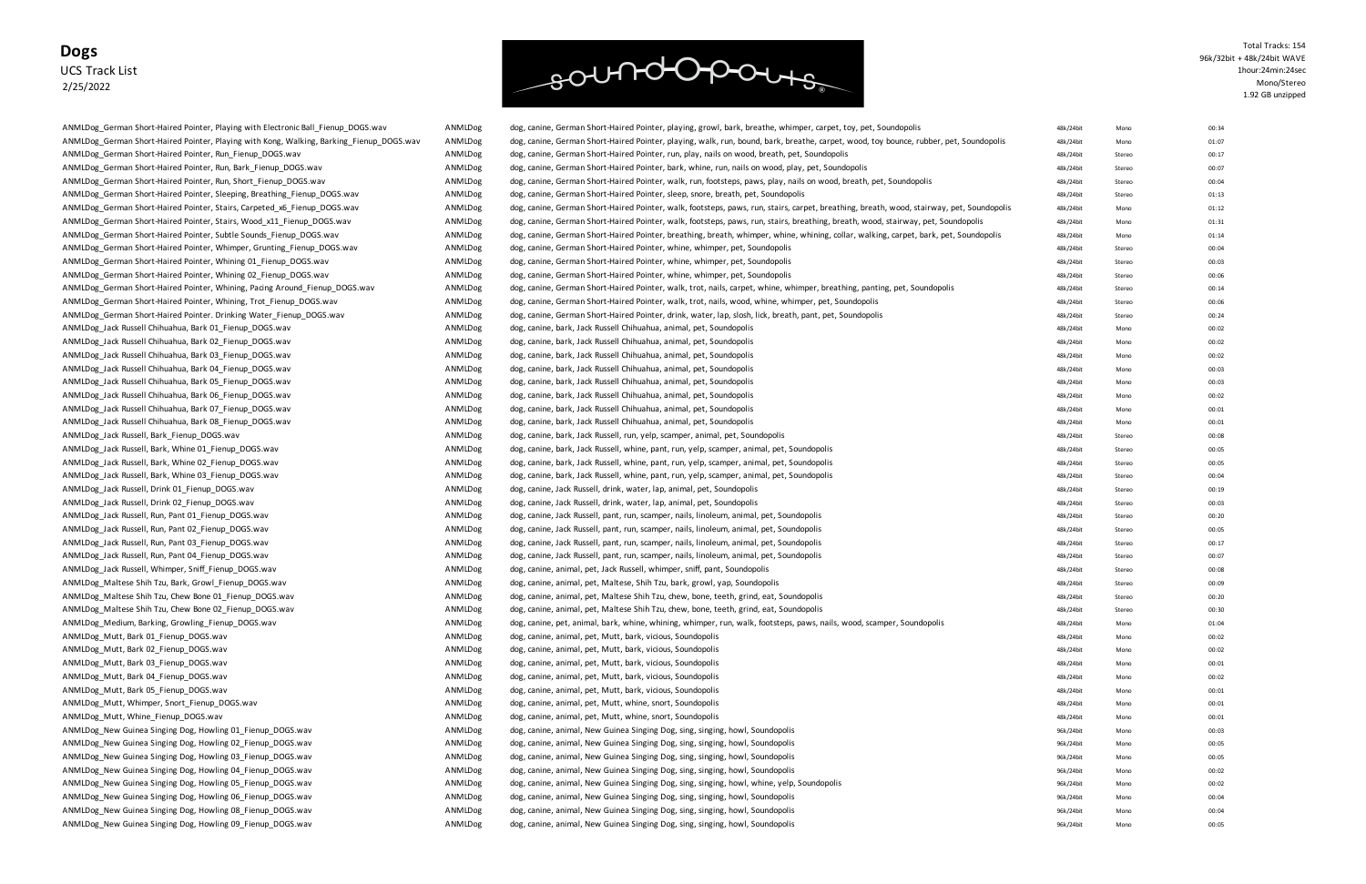# Dogs

UCS Track List
2/25/2022

soundopolis

Total Tracks: 154
96k/32bit + 48k/24bit WAVE
1hour:24min:24sec
Mono/Stereo
1.92 GB unzipped

| Filename | Category | Keywords | Format | Channels | Duration |
|---|---|---|---|---|---|
| ANMLDog_German Short-Haired Pointer, Playing with Electronic Ball_Fienup_DOGS.wav | ANMLDog | dog, canine, German Short-Haired Pointer, playing, growl, bark, breathe, whimper, carpet, toy, pet, Soundopolis | 48k/24bit | Mono | 00:34 |
| ANMLDog_German Short-Haired Pointer, Playing with Kong, Walking, Barking_Fienup_DOGS.wav | ANMLDog | dog, canine, German Short-Haired Pointer, playing, walk, run, bound, bark, breathe, carpet, wood, toy bounce, rubber, pet, Soundopolis | 48k/24bit | Mono | 01:07 |
| ANMLDog_German Short-Haired Pointer, Run_Fienup_DOGS.wav | ANMLDog | dog, canine, German Short-Haired Pointer, run, play, nails on wood, breath, pet, Soundopolis | 48k/24bit | Stereo | 00:17 |
| ANMLDog_German Short-Haired Pointer, Run, Bark_Fienup_DOGS.wav | ANMLDog | dog, canine, German Short-Haired Pointer, bark, whine, run, nails on wood, play, pet, Soundopolis | 48k/24bit | Stereo | 00:07 |
| ANMLDog_German Short-Haired Pointer, Run, Short_Fienup_DOGS.wav | ANMLDog | dog, canine, German Short-Haired Pointer, walk, run, footsteps, paws, play, nails on wood, breath, pet, Soundopolis | 48k/24bit | Stereo | 00:04 |
| ANMLDog_German Short-Haired Pointer, Sleeping, Breathing_Fienup_DOGS.wav | ANMLDog | dog, canine, German Short-Haired Pointer, sleep, snore, breath, pet, Soundopolis | 48k/24bit | Stereo | 01:13 |
| ANMLDog_German Short-Haired Pointer, Stairs, Carpeted_x6_Fienup_DOGS.wav | ANMLDog | dog, canine, German Short-Haired Pointer, walk, footsteps, paws, run, stairs, carpet, breathing, breath, wood, stairway, pet, Soundopolis | 48k/24bit | Mono | 01:12 |
| ANMLDog_German Short-Haired Pointer, Stairs, Wood_x11_Fienup_DOGS.wav | ANMLDog | dog, canine, German Short-Haired Pointer, walk, footsteps, paws, run, stairs, breathing, breath, wood, stairway, pet, Soundopolis | 48k/24bit | Mono | 01:31 |
| ANMLDog_German Short-Haired Pointer, Subtle Sounds_Fienup_DOGS.wav | ANMLDog | dog, canine, German Short-Haired Pointer, breathing, breath, whimper, whine, whining, collar, walking, carpet, bark, pet, Soundopolis | 48k/24bit | Mono | 01:14 |
| ANMLDog_German Short-Haired Pointer, Whimper, Grunting_Fienup_DOGS.wav | ANMLDog | dog, canine, German Short-Haired Pointer, whine, whimper, pet, Soundopolis | 48k/24bit | Stereo | 00:04 |
| ANMLDog_German Short-Haired Pointer, Whining 01_Fienup_DOGS.wav | ANMLDog | dog, canine, German Short-Haired Pointer, whine, whimper, pet, Soundopolis | 48k/24bit | Stereo | 00:03 |
| ANMLDog_German Short-Haired Pointer, Whining 02_Fienup_DOGS.wav | ANMLDog | dog, canine, German Short-Haired Pointer, whine, whimper, pet, Soundopolis | 48k/24bit | Stereo | 00:06 |
| ANMLDog_German Short-Haired Pointer, Whining, Pacing Around_Fienup_DOGS.wav | ANMLDog | dog, canine, German Short-Haired Pointer, walk, trot, nails, carpet, whine, whimper, breathing, panting, pet, Soundopolis | 48k/24bit | Stereo | 00:14 |
| ANMLDog_German Short-Haired Pointer, Whining, Trot_Fienup_DOGS.wav | ANMLDog | dog, canine, German Short-Haired Pointer, walk, trot, nails, wood, whine, whimper, pet, Soundopolis | 48k/24bit | Stereo | 00:06 |
| ANMLDog_German Short-Haired Pointer. Drinking Water_Fienup_DOGS.wav | ANMLDog | dog, canine, German Short-Haired Pointer, drink, water, lap, slosh, lick, breath, pant, pet, Soundopolis | 48k/24bit | Stereo | 00:24 |
| ANMLDog_Jack Russell Chihuahua, Bark 01_Fienup_DOGS.wav | ANMLDog | dog, canine, bark, Jack Russell Chihuahua, animal, pet, Soundopolis | 48k/24bit | Mono | 00:02 |
| ANMLDog_Jack Russell Chihuahua, Bark 02_Fienup_DOGS.wav | ANMLDog | dog, canine, bark, Jack Russell Chihuahua, animal, pet, Soundopolis | 48k/24bit | Mono | 00:02 |
| ANMLDog_Jack Russell Chihuahua, Bark 03_Fienup_DOGS.wav | ANMLDog | dog, canine, bark, Jack Russell Chihuahua, animal, pet, Soundopolis | 48k/24bit | Mono | 00:02 |
| ANMLDog_Jack Russell Chihuahua, Bark 04_Fienup_DOGS.wav | ANMLDog | dog, canine, bark, Jack Russell Chihuahua, animal, pet, Soundopolis | 48k/24bit | Mono | 00:03 |
| ANMLDog_Jack Russell Chihuahua, Bark 05_Fienup_DOGS.wav | ANMLDog | dog, canine, bark, Jack Russell Chihuahua, animal, pet, Soundopolis | 48k/24bit | Mono | 00:03 |
| ANMLDog_Jack Russell Chihuahua, Bark 06_Fienup_DOGS.wav | ANMLDog | dog, canine, bark, Jack Russell Chihuahua, animal, pet, Soundopolis | 48k/24bit | Mono | 00:02 |
| ANMLDog_Jack Russell Chihuahua, Bark 07_Fienup_DOGS.wav | ANMLDog | dog, canine, bark, Jack Russell Chihuahua, animal, pet, Soundopolis | 48k/24bit | Mono | 00:01 |
| ANMLDog_Jack Russell Chihuahua, Bark 08_Fienup_DOGS.wav | ANMLDog | dog, canine, bark, Jack Russell Chihuahua, animal, pet, Soundopolis | 48k/24bit | Mono | 00:01 |
| ANMLDog_Jack Russell, Bark_Fienup_DOGS.wav | ANMLDog | dog, canine, bark, Jack Russell, run, yelp, scamper, animal, pet, Soundopolis | 48k/24bit | Stereo | 00:08 |
| ANMLDog_Jack Russell, Bark, Whine 01_Fienup_DOGS.wav | ANMLDog | dog, canine, bark, Jack Russell, whine, pant, run, yelp, scamper, animal, pet, Soundopolis | 48k/24bit | Stereo | 00:05 |
| ANMLDog_Jack Russell, Bark, Whine 02_Fienup_DOGS.wav | ANMLDog | dog, canine, bark, Jack Russell, whine, pant, run, yelp, scamper, animal, pet, Soundopolis | 48k/24bit | Stereo | 00:05 |
| ANMLDog_Jack Russell, Bark, Whine 03_Fienup_DOGS.wav | ANMLDog | dog, canine, bark, Jack Russell, whine, pant, run, yelp, scamper, animal, pet, Soundopolis | 48k/24bit | Stereo | 00:04 |
| ANMLDog_Jack Russell, Drink 01_Fienup_DOGS.wav | ANMLDog | dog, canine, Jack Russell, drink, water, lap, animal, pet, Soundopolis | 48k/24bit | Stereo | 00:19 |
| ANMLDog_Jack Russell, Drink 02_Fienup_DOGS.wav | ANMLDog | dog, canine, Jack Russell, drink, water, lap, animal, pet, Soundopolis | 48k/24bit | Stereo | 00:03 |
| ANMLDog_Jack Russell, Run, Pant 01_Fienup_DOGS.wav | ANMLDog | dog, canine, Jack Russell, pant, run, scamper, nails, linoleum, animal, pet, Soundopolis | 48k/24bit | Stereo | 00:20 |
| ANMLDog_Jack Russell, Run, Pant 02_Fienup_DOGS.wav | ANMLDog | dog, canine, Jack Russell, pant, run, scamper, nails, linoleum, animal, pet, Soundopolis | 48k/24bit | Stereo | 00:05 |
| ANMLDog_Jack Russell, Run, Pant 03_Fienup_DOGS.wav | ANMLDog | dog, canine, Jack Russell, pant, run, scamper, nails, linoleum, animal, pet, Soundopolis | 48k/24bit | Stereo | 00:17 |
| ANMLDog_Jack Russell, Run, Pant 04_Fienup_DOGS.wav | ANMLDog | dog, canine, Jack Russell, pant, run, scamper, nails, linoleum, animal, pet, Soundopolis | 48k/24bit | Stereo | 00:07 |
| ANMLDog_Jack Russell, Whimper, Sniff_Fienup_DOGS.wav | ANMLDog | dog, canine, animal, pet, Jack Russell, whimper, sniff, pant, Soundopolis | 48k/24bit | Stereo | 00:08 |
| ANMLDog_Maltese Shih Tzu, Bark, Growl_Fienup_DOGS.wav | ANMLDog | dog, canine, animal, pet, Maltese, Shih Tzu, bark, growl, yap, Soundopolis | 48k/24bit | Stereo | 00:09 |
| ANMLDog_Maltese Shih Tzu, Chew Bone 01_Fienup_DOGS.wav | ANMLDog | dog, canine, animal, pet, Maltese Shih Tzu, chew, bone, teeth, grind, eat, Soundopolis | 48k/24bit | Stereo | 00:20 |
| ANMLDog_Maltese Shih Tzu, Chew Bone 02_Fienup_DOGS.wav | ANMLDog | dog, canine, animal, pet, Maltese Shih Tzu, chew, bone, teeth, grind, eat, Soundopolis | 48k/24bit | Stereo | 00:30 |
| ANMLDog_Medium, Barking, Growling_Fienup_DOGS.wav | ANMLDog | dog, canine, pet, animal, bark, whine, whining, whimper, run, walk, footsteps, paws, nails, wood, scamper, Soundopolis | 48k/24bit | Mono | 01:04 |
| ANMLDog_Mutt, Bark 01_Fienup_DOGS.wav | ANMLDog | dog, canine, animal, pet, Mutt, bark, vicious, Soundopolis | 48k/24bit | Mono | 00:02 |
| ANMLDog_Mutt, Bark 02_Fienup_DOGS.wav | ANMLDog | dog, canine, animal, pet, Mutt, bark, vicious, Soundopolis | 48k/24bit | Mono | 00:02 |
| ANMLDog_Mutt, Bark 03_Fienup_DOGS.wav | ANMLDog | dog, canine, animal, pet, Mutt, bark, vicious, Soundopolis | 48k/24bit | Mono | 00:01 |
| ANMLDog_Mutt, Bark 04_Fienup_DOGS.wav | ANMLDog | dog, canine, animal, pet, Mutt, bark, vicious, Soundopolis | 48k/24bit | Mono | 00:02 |
| ANMLDog_Mutt, Bark 05_Fienup_DOGS.wav | ANMLDog | dog, canine, animal, pet, Mutt, bark, vicious, Soundopolis | 48k/24bit | Mono | 00:01 |
| ANMLDog_Mutt, Whimper, Snort_Fienup_DOGS.wav | ANMLDog | dog, canine, animal, pet, Mutt, whine, snort, Soundopolis | 48k/24bit | Mono | 00:01 |
| ANMLDog_Mutt, Whine_Fienup_DOGS.wav | ANMLDog | dog, canine, animal, pet, Mutt, whine, snort, Soundopolis | 48k/24bit | Mono | 00:01 |
| ANMLDog_New Guinea Singing Dog, Howling 01_Fienup_DOGS.wav | ANMLDog | dog, canine, animal, New Guinea Singing Dog, sing, singing, howl, Soundopolis | 96k/24bit | Mono | 00:03 |
| ANMLDog_New Guinea Singing Dog, Howling 02_Fienup_DOGS.wav | ANMLDog | dog, canine, animal, New Guinea Singing Dog, sing, singing, howl, Soundopolis | 96k/24bit | Mono | 00:05 |
| ANMLDog_New Guinea Singing Dog, Howling 03_Fienup_DOGS.wav | ANMLDog | dog, canine, animal, New Guinea Singing Dog, sing, singing, howl, Soundopolis | 96k/24bit | Mono | 00:05 |
| ANMLDog_New Guinea Singing Dog, Howling 04_Fienup_DOGS.wav | ANMLDog | dog, canine, animal, New Guinea Singing Dog, sing, singing, howl, Soundopolis | 96k/24bit | Mono | 00:02 |
| ANMLDog_New Guinea Singing Dog, Howling 05_Fienup_DOGS.wav | ANMLDog | dog, canine, animal, New Guinea Singing Dog, sing, singing, howl, whine, yelp, Soundopolis | 96k/24bit | Mono | 00:02 |
| ANMLDog_New Guinea Singing Dog, Howling 06_Fienup_DOGS.wav | ANMLDog | dog, canine, animal, New Guinea Singing Dog, sing, singing, howl, Soundopolis | 96k/24bit | Mono | 00:04 |
| ANMLDog_New Guinea Singing Dog, Howling 08_Fienup_DOGS.wav | ANMLDog | dog, canine, animal, New Guinea Singing Dog, sing, singing, howl, Soundopolis | 96k/24bit | Mono | 00:04 |
| ANMLDog_New Guinea Singing Dog, Howling 09_Fienup_DOGS.wav | ANMLDog | dog, canine, animal, New Guinea Singing Dog, sing, singing, howl, Soundopolis | 96k/24bit | Mono | 00:05 |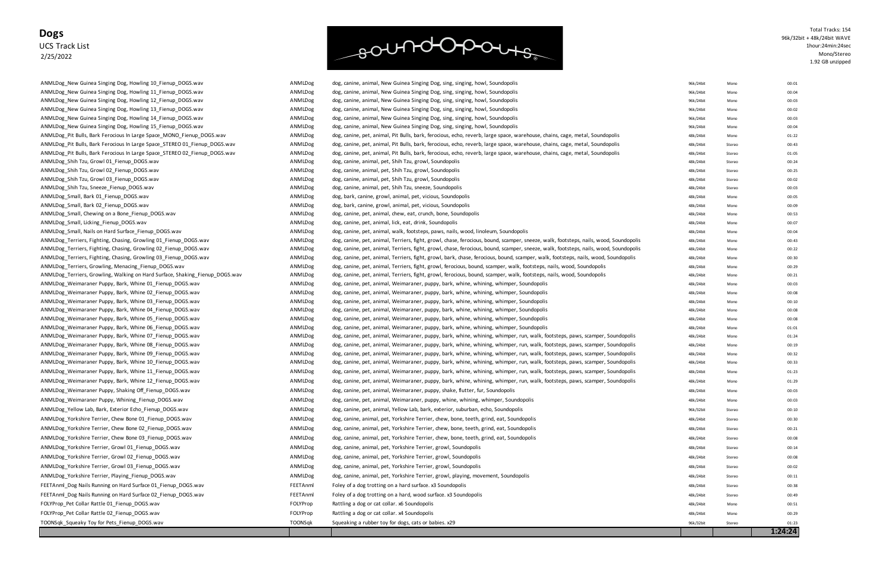# Dogs

UCS Track List
2/25/2022

soundopolis

Total Tracks: 154
96k/32bit + 48k/24bit WAVE
1hour:24min:24sec
Mono/Stereo
1.92 GB unzipped

| | | | | | |
|---|---|---|---|---|---|
| ANMLDog_New Guinea Singing Dog, Howling 10_Fienup_DOGS.wav | ANMLDog | dog, canine, animal, New Guinea Singing Dog, sing, singing, howl, Soundopolis | 96k/24bit | Mono | 00:01 |
| ANMLDog_New Guinea Singing Dog, Howling 11_Fienup_DOGS.wav | ANMLDog | dog, canine, animal, New Guinea Singing Dog, sing, singing, howl, Soundopolis | 96k/24bit | Mono | 00:04 |
| ANMLDog_New Guinea Singing Dog, Howling 12_Fienup_DOGS.wav | ANMLDog | dog, canine, animal, New Guinea Singing Dog, sing, singing, howl, Soundopolis | 96k/24bit | Mono | 00:03 |
| ANMLDog_New Guinea Singing Dog, Howling 13_Fienup_DOGS.wav | ANMLDog | dog, canine, animal, New Guinea Singing Dog, sing, singing, howl, Soundopolis | 96k/24bit | Mono | 00:02 |
| ANMLDog_New Guinea Singing Dog, Howling 14_Fienup_DOGS.wav | ANMLDog | dog, canine, animal, New Guinea Singing Dog, sing, singing, howl, Soundopolis | 96k/24bit | Mono | 00:03 |
| ANMLDog_New Guinea Singing Dog, Howling 15_Fienup_DOGS.wav | ANMLDog | dog, canine, animal, New Guinea Singing Dog, sing, singing, howl, Soundopolis | 96k/24bit | Mono | 00:04 |
| ANMLDog_Pit Bulls, Bark Ferocious In Large Space_MONO_Fienup_DOGS.wav | ANMLDog | dog, canine, pet, animal, Pit Bulls, bark, ferocious, echo, reverb, large space, warehouse, chains, cage, metal, Soundopolis | 48k/24bit | Mono | 01:22 |
| ANMLDog_Pit Bulls, Bark Ferocious In Large Space_STEREO 01_Fienup_DOGS.wav | ANMLDog | dog, canine, pet, animal, Pit Bulls, bark, ferocious, echo, reverb, large space, warehouse, chains, cage, metal, Soundopolis | 48k/24bit | Stereo | 00:43 |
| ANMLDog_Pit Bulls, Bark Ferocious In Large Space_STEREO 02_Fienup_DOGS.wav | ANMLDog | dog, canine, pet, animal, Pit Bulls, bark, ferocious, echo, reverb, large space, warehouse, chains, cage, metal, Soundopolis | 48k/24bit | Stereo | 01:05 |
| ANMLDog_Shih Tzu, Growl 01_Fienup_DOGS.wav | ANMLDog | dog, canine, animal, pet, Shih Tzu, growl, Soundopolis | 48k/24bit | Stereo | 00:24 |
| ANMLDog_Shih Tzu, Growl 02_Fienup_DOGS.wav | ANMLDog | dog, canine, animal, pet, Shih Tzu, growl, Soundopolis | 48k/24bit | Stereo | 00:25 |
| ANMLDog_Shih Tzu, Growl 03_Fienup_DOGS.wav | ANMLDog | dog, canine, animal, pet, Shih Tzu, growl, Soundopolis | 48k/24bit | Stereo | 00:02 |
| ANMLDog_Shih Tzu, Sneeze_Fienup_DOGS.wav | ANMLDog | dog, canine, animal, pet, Shih Tzu, sneeze, Soundopolis | 48k/24bit | Stereo | 00:03 |
| ANMLDog_Small, Bark 01_Fienup_DOGS.wav | ANMLDog | dog, bark, canine, growl, animal, pet, vicious, Soundopolis | 48k/24bit | Mono | 00:05 |
| ANMLDog_Small, Bark 02_Fienup_DOGS.wav | ANMLDog | dog, bark, canine, growl, animal, pet, vicious, Soundopolis | 48k/24bit | Mono | 00:09 |
| ANMLDog_Small, Chewing on a Bone_Fienup_DOGS.wav | ANMLDog | dog, canine, pet, animal, chew, eat, crunch, bone, Soundopolis | 48k/24bit | Mono | 00:53 |
| ANMLDog_Small, Licking_Fienup_DOGS.wav | ANMLDog | dog, canine, pet, animal, lick, eat, drink, Soundopolis | 48k/24bit | Mono | 00:07 |
| ANMLDog_Small, Nails on Hard Surface_Fienup_DOGS.wav | ANMLDog | dog, canine, pet, animal, walk, footsteps, paws, nails, wood, linoleum, Soundopolis | 48k/24bit | Mono | 00:04 |
| ANMLDog_Terriers, Fighting, Chasing, Growling 01_Fienup_DOGS.wav | ANMLDog | dog, canine, pet, animal, Terriers, fight, growl, chase, ferocious, bound, scamper, sneeze, walk, footsteps, nails, wood, Soundopolis | 48k/24bit | Mono | 00:43 |
| ANMLDog_Terriers, Fighting, Chasing, Growling 02_Fienup_DOGS.wav | ANMLDog | dog, canine, pet, animal, Terriers, fight, growl, chase, ferocious, bound, scamper, sneeze, walk, footsteps, nails, wood, Soundopolis | 48k/24bit | Mono | 00:22 |
| ANMLDog_Terriers, Fighting, Chasing, Growling 03_Fienup_DOGS.wav | ANMLDog | dog, canine, pet, animal, Terriers, fight, growl, bark, chase, ferocious, bound, scamper, walk, footsteps, nails, wood, Soundopolis | 48k/24bit | Mono | 00:30 |
| ANMLDog_Terriers, Growling, Menacing_Fienup_DOGS.wav | ANMLDog | dog, canine, pet, animal, Terriers, fight, growl, ferocious, bound, scamper, walk, footsteps, nails, wood, Soundopolis | 48k/24bit | Mono | 00:29 |
| ANMLDog_Terriers, Growling, Walking on Hard Surface, Shaking_Fienup_DOGS.wav | ANMLDog | dog, canine, pet, animal, Terriers, fight, growl, ferocious, bound, scamper, walk, footsteps, nails, wood, Soundopolis | 48k/24bit | Mono | 00:21 |
| ANMLDog_Weimaraner Puppy, Bark, Whine 01_Fienup_DOGS.wav | ANMLDog | dog, canine, pet, animal, Weimaraner, puppy, bark, whine, whining, whimper, Soundopolis | 48k/24bit | Mono | 00:03 |
| ANMLDog_Weimaraner Puppy, Bark, Whine 02_Fienup_DOGS.wav | ANMLDog | dog, canine, pet, animal, Weimaraner, puppy, bark, whine, whining, whimper, Soundopolis | 48k/24bit | Mono | 00:08 |
| ANMLDog_Weimaraner Puppy, Bark, Whine 03_Fienup_DOGS.wav | ANMLDog | dog, canine, pet, animal, Weimaraner, puppy, bark, whine, whining, whimper, Soundopolis | 48k/24bit | Mono | 00:10 |
| ANMLDog_Weimaraner Puppy, Bark, Whine 04_Fienup_DOGS.wav | ANMLDog | dog, canine, pet, animal, Weimaraner, puppy, bark, whine, whining, whimper, Soundopolis | 48k/24bit | Mono | 00:08 |
| ANMLDog_Weimaraner Puppy, Bark, Whine 05_Fienup_DOGS.wav | ANMLDog | dog, canine, pet, animal, Weimaraner, puppy, bark, whine, whining, whimper, Soundopolis | 48k/24bit | Mono | 00:08 |
| ANMLDog_Weimaraner Puppy, Bark, Whine 06_Fienup_DOGS.wav | ANMLDog | dog, canine, pet, animal, Weimaraner, puppy, bark, whine, whining, whimper, Soundopolis | 48k/24bit | Mono | 01:01 |
| ANMLDog_Weimaraner Puppy, Bark, Whine 07_Fienup_DOGS.wav | ANMLDog | dog, canine, pet, animal, Weimaraner, puppy, bark, whine, whining, whimper, run, walk, footsteps, paws, scamper, Soundopolis | 48k/24bit | Mono | 01:24 |
| ANMLDog_Weimaraner Puppy, Bark, Whine 08_Fienup_DOGS.wav | ANMLDog | dog, canine, pet, animal, Weimaraner, puppy, bark, whine, whining, whimper, run, walk, footsteps, paws, scamper, Soundopolis | 48k/24bit | Mono | 00:19 |
| ANMLDog_Weimaraner Puppy, Bark, Whine 09_Fienup_DOGS.wav | ANMLDog | dog, canine, pet, animal, Weimaraner, puppy, bark, whine, whining, whimper, run, walk, footsteps, paws, scamper, Soundopolis | 48k/24bit | Mono | 00:32 |
| ANMLDog_Weimaraner Puppy, Bark, Whine 10_Fienup_DOGS.wav | ANMLDog | dog, canine, pet, animal, Weimaraner, puppy, bark, whine, whining, whimper, run, walk, footsteps, paws, scamper, Soundopolis | 48k/24bit | Mono | 00:33 |
| ANMLDog_Weimaraner Puppy, Bark, Whine 11_Fienup_DOGS.wav | ANMLDog | dog, canine, pet, animal, Weimaraner, puppy, bark, whine, whining, whimper, run, walk, footsteps, paws, scamper, Soundopolis | 48k/24bit | Mono | 01:23 |
| ANMLDog_Weimaraner Puppy, Bark, Whine 12_Fienup_DOGS.wav | ANMLDog | dog, canine, pet, animal, Weimaraner, puppy, bark, whine, whining, whimper, run, walk, footsteps, paws, scamper, Soundopolis | 48k/24bit | Mono | 01:29 |
| ANMLDog_Weimaraner Puppy, Shaking Off_Fienup_DOGS.wav | ANMLDog | dog, canine, pet, animal, Weimaraner, puppy, shake, flutter, fur, Soundopolis | 48k/24bit | Mono | 00:03 |
| ANMLDog_Weimaraner Puppy, Whining_Fienup_DOGS.wav | ANMLDog | dog, canine, pet, animal, Weimaraner, puppy, whine, whining, whimper, Soundopolis | 48k/24bit | Mono | 00:03 |
| ANMLDog_Yellow Lab, Bark, Exterior Echo_Fienup_DOGS.wav | ANMLDog | dog, canine, pet, animal, Yellow Lab, bark, exterior, suburban, echo, Soundopolis | 96k/32bit | Stereo | 00:10 |
| ANMLDog_Yorkshire Terrier, Chew Bone 01_Fienup_DOGS.wav | ANMLDog | dog, canine, animal, pet, Yorkshire Terrier, chew, bone, teeth, grind, eat, Soundopolis | 48k/24bit | Stereo | 00:30 |
| ANMLDog_Yorkshire Terrier, Chew Bone 02_Fienup_DOGS.wav | ANMLDog | dog, canine, animal, pet, Yorkshire Terrier, chew, bone, teeth, grind, eat, Soundopolis | 48k/24bit | Stereo | 00:21 |
| ANMLDog_Yorkshire Terrier, Chew Bone 03_Fienup_DOGS.wav | ANMLDog | dog, canine, animal, pet, Yorkshire Terrier, chew, bone, teeth, grind, eat, Soundopolis | 48k/24bit | Stereo | 00:08 |
| ANMLDog_Yorkshire Terrier, Growl 01_Fienup_DOGS.wav | ANMLDog | dog, canine, animal, pet, Yorkshire Terrier, growl, Soundopolis | 48k/24bit | Stereo | 00:14 |
| ANMLDog_Yorkshire Terrier, Growl 02_Fienup_DOGS.wav | ANMLDog | dog, canine, animal, pet, Yorkshire Terrier, growl, Soundopolis | 48k/24bit | Stereo | 00:08 |
| ANMLDog_Yorkshire Terrier, Growl 03_Fienup_DOGS.wav | ANMLDog | dog, canine, animal, pet, Yorkshire Terrier, growl, Soundopolis | 48k/24bit | Stereo | 00:02 |
| ANMLDog_Yorkshire Terrier, Playing_Fienup_DOGS.wav | ANMLDog | dog, canine, animal, pet, Yorkshire Terrier, growl, playing, movement, Soundopolis | 48k/24bit | Stereo | 00:11 |
| FEETAnml_Dog Nails Running on Hard Surface 01_Fienup_DOGS.wav | FEETAnml | Foley of a dog trotting on a hard surface. x3 Soundopolis | 48k/24bit | Stereo | 00:38 |
| FEETAnml_Dog Nails Running on Hard Surface 02_Fienup_DOGS.wav | FEETAnml | Foley of a dog trotting on a hard, wood surface. x3 Soundopolis | 48k/24bit | Stereo | 00:49 |
| FOLYProp_Pet Collar Rattle 01_Fienup_DOGS.wav | FOLYProp | Rattling a dog or cat collar. x6 Soundopolis | 48k/24bit | Mono | 00:51 |
| FOLYProp_Pet Collar Rattle 02_Fienup_DOGS.wav | FOLYProp | Rattling a dog or cat collar. x4 Soundopolis | 48k/24bit | Mono | 00:29 |
| TOONSqk_Squeaky Toy for Pets_Fienup_DOGS.wav | TOONSqk | Squeaking a rubber toy for dogs, cats or babies. x29 | 96k/32bit | Stereo | 01:23 |
| | | | | | **1:24:24** |